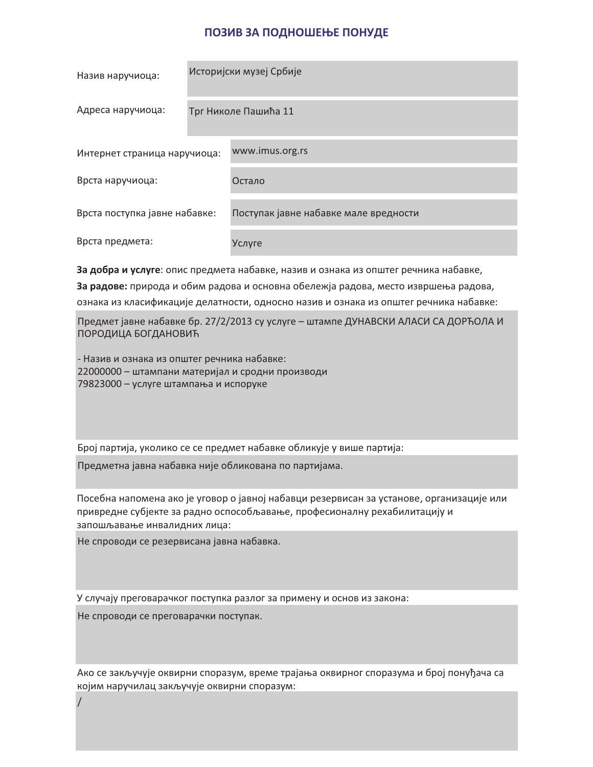# ПОЗИВ ЗА ПОДНОШЕЊЕ ПОНУДЕ

| | |
|---|---|
| Назив наручиоца: | Историјски музеј Србије |
| Адреса наручиоца: | Трг Николе Пашића 11 |
| Интернет страница наручиоца: | www.imus.org.rs |
| Врста наручиоца: | Остало |
| Врста поступка јавне набавке: | Поступак јавне набавке мале вредности |
| Врста предмета: | Услуге |

**За добра и услуге**: опис предмета набавке, назив и ознака из општег речника набавке,
**За радове:** природа и обим радова и основна обележја радова, место извршења радова, ознака из класификације делатности, односно назив и ознака из општег речника набавке:

Предмет јавне набавке бр. 27/2/2013 су услуге – штампе ДУНАВСКИ АЛАСИ СА ДОРЋОЛА И ПОРОДИЦА БОГДАНОВИЋ

- Назив и ознака из општег речника набавке:
22000000 – штампани материјал и сродни производи
79823000 – услуге штампања и испоруке

Број партија, уколико се се предмет набавке обликује у више партија:

Предметна јавна набавка није обликована по партијама.

Посебна напомена ако је уговор о јавној набавци резервисан за установе, организације или привредне субјекте за радно оспособљавање, професионалну рехабилитацију и запошљавање инвалидних лица:

Не спроводи се резервисана јавна набавка.

У случају преговарачког поступка разлог за примену и основ из закона:

Не спроводи се преговарачки поступак.

Ако се закључује оквирни споразум, време трајања оквирног споразума и број понуђача са којим наручилац закључује оквирни споразум:

/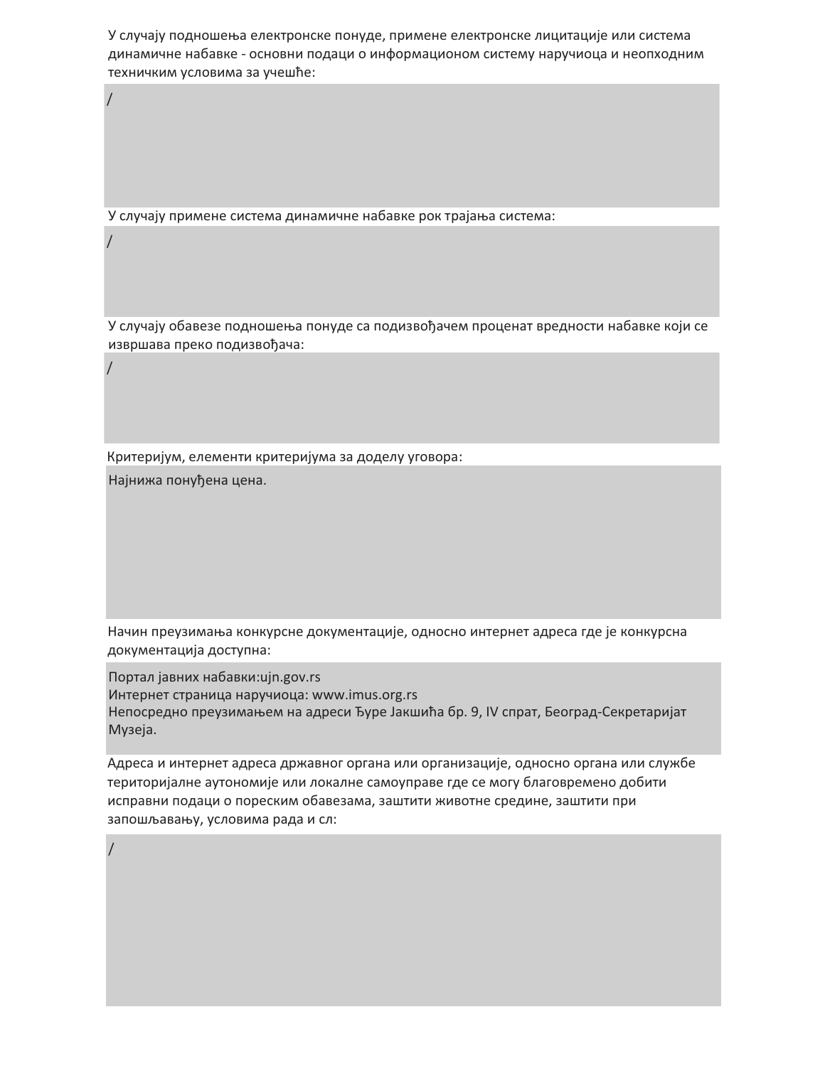У случају подношења електронске понуде, примене електронске лицитације или система динамичне набавке - основни подаци о информационом систему наручиоца и неопходним техничким условима за учешће:

/

У случају примене система динамичне набавке рок трајања система:

/

У случају обавезе подношења понуде са подизвођачем проценат вредности набавке који се извршава преко подизвођача:

/

Критеријум, елементи критеријума за доделу уговора:

Најнижа понуђена цена.

Начин преузимања конкурсне документације, односно интернет адреса где је конкурсна документација доступна:

Портал јавних набавки:ujn.gov.rs
Интернет страница наручиоца: www.imus.org.rs
Непосредно преузимањем на адреси Ђуре Јакшића бр. 9, IV спрат, Београд-Секретаријат Музеја.

Адреса и интернет адреса државног органа или организације, односно органа или службе територијалне аутономије или локалне самоуправе где се могу благовремено добити исправни подаци о пореским обавезама, заштити животне средине, заштити при запошљавању, условима рада и сл:

/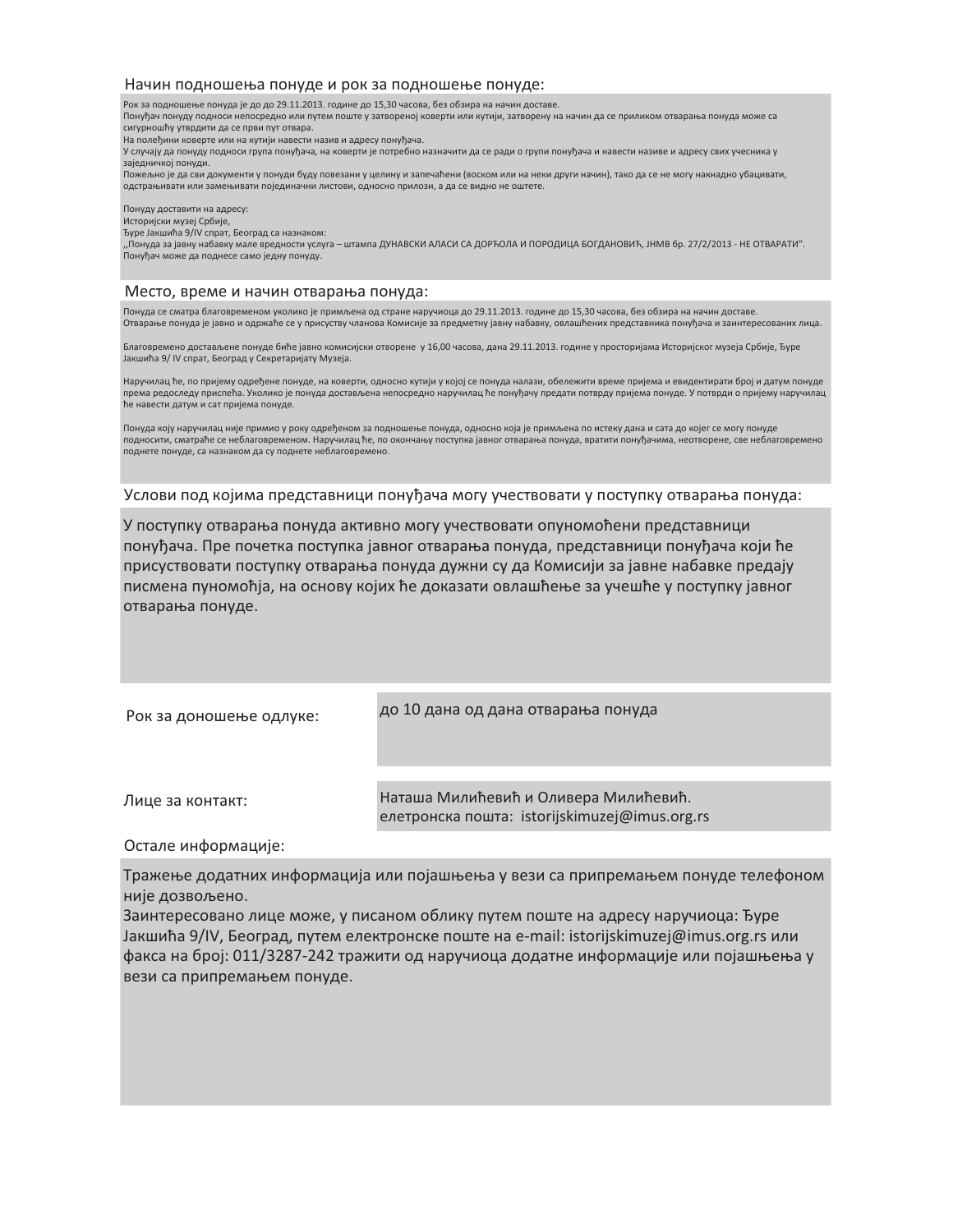Начин подношења понуде и рок за подношење понуде:

Рок за подношење понуда је до до 29.11.2013. године до 15,30 часова, без обзира на начин доставе.
Понуђач понуду подноси непосредно или путем поште у затвореној коверти или кутији, затворену на начин да се приликом отварања понуда може са сигурношћу утврдити да се први пут отвара.
На полеђини коверте или на кутији навести назив и адресу понуђача.
У случају да понуду подноси група понуђача, на коверти је потребно назначити да се ради о групи понуђача и навести називе и адресу свих учесника у заједничкој понуди.
Пожељно је да сви документи у понуди буду повезани у целину и запечаћени (воском или на неки други начин), тако да се не могу накнадно убацивати, одстрањивати или замењивати појединачни листови, односно прилози, а да се видно не оштете.

Понуду доставити на адресу:
Историјски музеј Србије,
Ђуре Јакшића 9/IV спрат, Београд са назнаком:
„Понуда за јавну набавку мале вредности услуга – штампа ДУНАВСКИ АЛАСИ СА ДОРЋОЛА И ПОРОДИЦА БОГДАНОВИЋ, ЈНМВ бр. 27/2/2013 - НЕ ОТВАРАТИ".
Понуђач може да поднесе само једну понуду.

Место, време и начин отварања понуда:

Понуда се сматра благовременом уколико је примљена од стране наручиоца до 29.11.2013. године до 15,30 часова, без обзира на начин доставе.
Отварање понуда је јавно и одржаће се у присуству чланова Комисије за предметну јавну набавку, овлашћених представника понуђача и заинтересованих лица.

Благовремено достављене понуде биће јавно комисијски отворене у 16,00 часова, дана 29.11.2013. године у просторијама Историјског музеја Србије, Ђуре Јакшића 9/ IV спрат, Београд у Секретаријату Музеја.

Наручилац ће, по пријему одређене понуде, на коверти, односно кутији у којој се понуда налази, обележити време пријема и евидентирати број и датум понуде према редоследу приспећа. Уколико је понуда достављена непосредно наручилац ће понуђачу предати потврду пријема понуде. У потврди о пријему наручилац ће навести датум и сат пријема понуде.

Понуда коју наручилац није примио у року одређеном за подношење понуда, односно која је примљена по истеку дана и сата до којег се могу понуде подносити, сматраће се неблаговременом. Наручилац ће, по окончању поступка јавног отварања понуда, вратити понуђачима, неотворене, све неблаговремено поднете понуде, са назнаком да су поднете неблаговремено.

Услови под којима представници понуђача могу учествовати у поступку отварања понуда:

У поступку отварања понуда активно могу учествовати опуномоћени представници понуђача. Пре почетка поступка јавног отварања понуда, представници понуђача који ће присуствовати поступку отварања понуда дужни су да Комисији за јавне набавке предају писмена пуномоћја, на основу којих ће доказати овлашћење за учешће у поступку јавног отварања понуде.

| | |
|---|---|
| Рок за доношење одлуке: | до 10 дана од дана отварања понуда |
| Лице за контакт: | Наташа Милићевић и Оливера Милићевић.<br>елетронска пошта: istorijskimuzej@imus.org.rs |

Остале информације:

Тражење додатних информација или појашњења у вези са припремањем понуде телефоном није дозвољено.
Заинтересовано лице може, у писаном облику путем поште на адресу наручиоца: Ђуре Јакшића 9/IV, Београд, путем електронске поште на e-mail: istorijskimuzej@imus.org.rs или факса на број: 011/3287-242 тражити од наручиоца додатне информације или појашњења у вези са припремањем понуде.